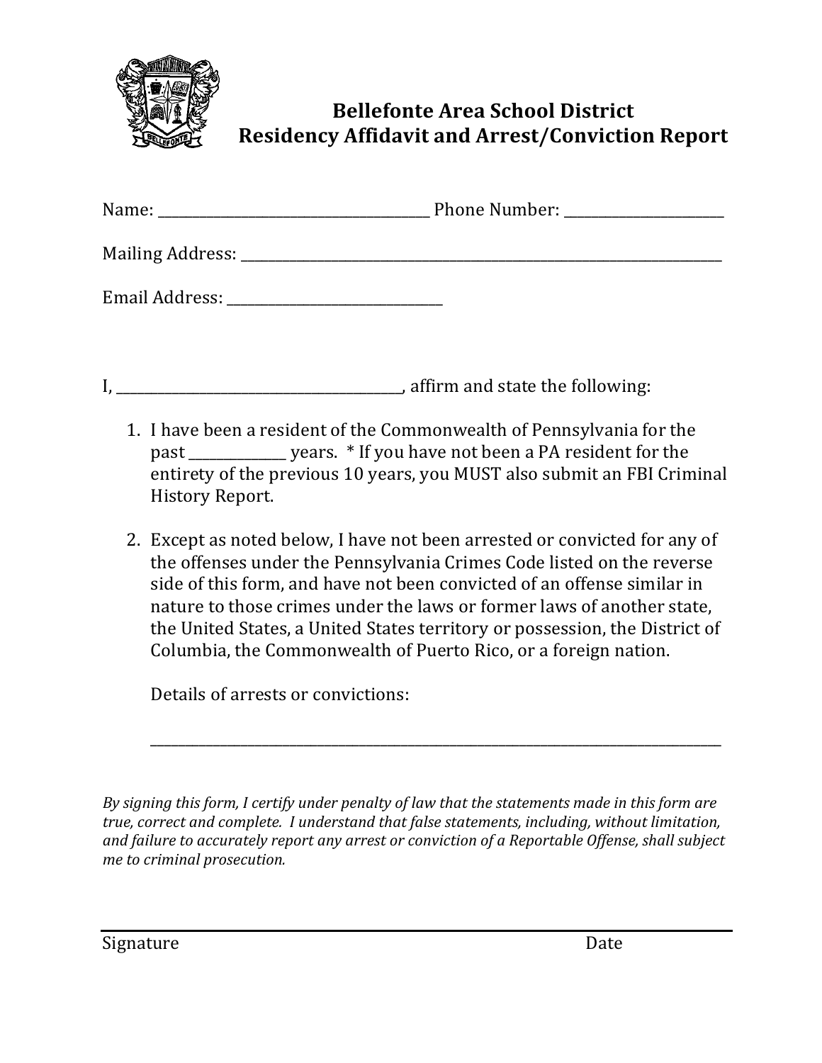# Bellefonte Area School District
## Residency Affidavit and Arrest/Conviction Report

Name: _______________________________________ Phone Number: ______________________

Mailing Address: ______________________________________________________________________

Email Address: ______________________________

I, _________________________________________, affirm and state the following:

1. I have been a resident of the Commonwealth of Pennsylvania for the past ______________ years. * If you have not been a PA resident for the entirety of the previous 10 years, you MUST also submit an FBI Criminal History Report.

2. Except as noted below, I have not been arrested or convicted for any of the offenses under the Pennsylvania Crimes Code listed on the reverse side of this form, and have not been convicted of an offense similar in nature to those crimes under the laws or former laws of another state, the United States, a United States territory or possession, the District of Columbia, the Commonwealth of Puerto Rico, or a foreign nation.

   Details of arrests or convictions:

   ____________________________________________________________________________________

*By signing this form, I certify under penalty of law that the statements made in this form are true, correct and complete. I understand that false statements, including, without limitation, and failure to accurately report any arrest or conviction of a Reportable Offense, shall subject me to criminal prosecution.*

_______________________________________________________________________________

Signature Date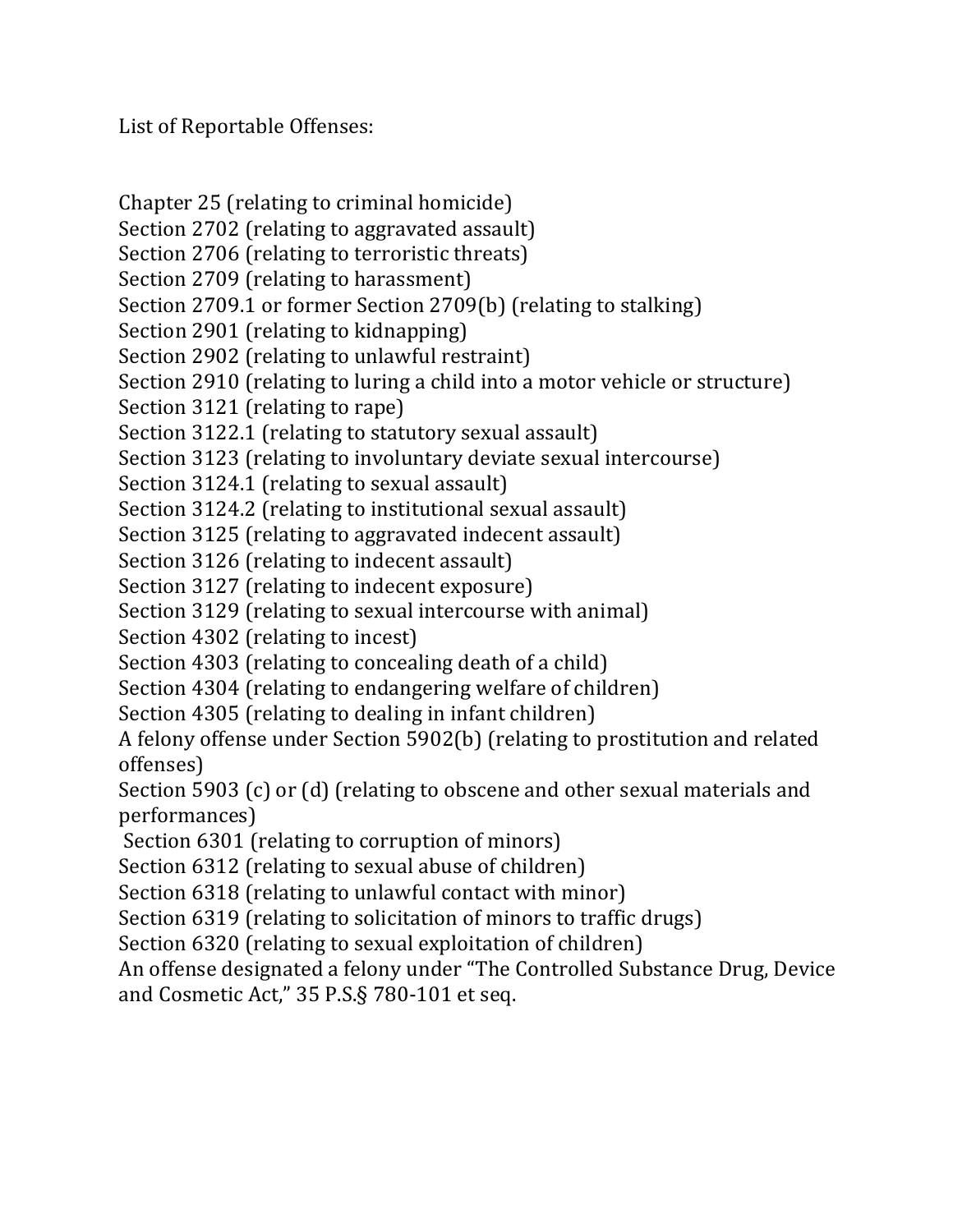List of Reportable Offenses:

Chapter 25 (relating to criminal homicide)
Section 2702 (relating to aggravated assault)
Section 2706 (relating to terroristic threats)
Section 2709 (relating to harassment)
Section 2709.1 or former Section 2709(b) (relating to stalking)
Section 2901 (relating to kidnapping)
Section 2902 (relating to unlawful restraint)
Section 2910 (relating to luring a child into a motor vehicle or structure)
Section 3121 (relating to rape)
Section 3122.1 (relating to statutory sexual assault)
Section 3123 (relating to involuntary deviate sexual intercourse)
Section 3124.1 (relating to sexual assault)
Section 3124.2 (relating to institutional sexual assault)
Section 3125 (relating to aggravated indecent assault)
Section 3126 (relating to indecent assault)
Section 3127 (relating to indecent exposure)
Section 3129 (relating to sexual intercourse with animal)
Section 4302 (relating to incest)
Section 4303 (relating to concealing death of a child)
Section 4304 (relating to endangering welfare of children)
Section 4305 (relating to dealing in infant children)
A felony offense under Section 5902(b) (relating to prostitution and related offenses)
Section 5903 (c) or (d) (relating to obscene and other sexual materials and performances)
Section 6301 (relating to corruption of minors)
Section 6312 (relating to sexual abuse of children)
Section 6318 (relating to unlawful contact with minor)
Section 6319 (relating to solicitation of minors to traffic drugs)
Section 6320 (relating to sexual exploitation of children)
An offense designated a felony under "The Controlled Substance Drug, Device and Cosmetic Act," 35 P.S.§ 780-101 et seq.